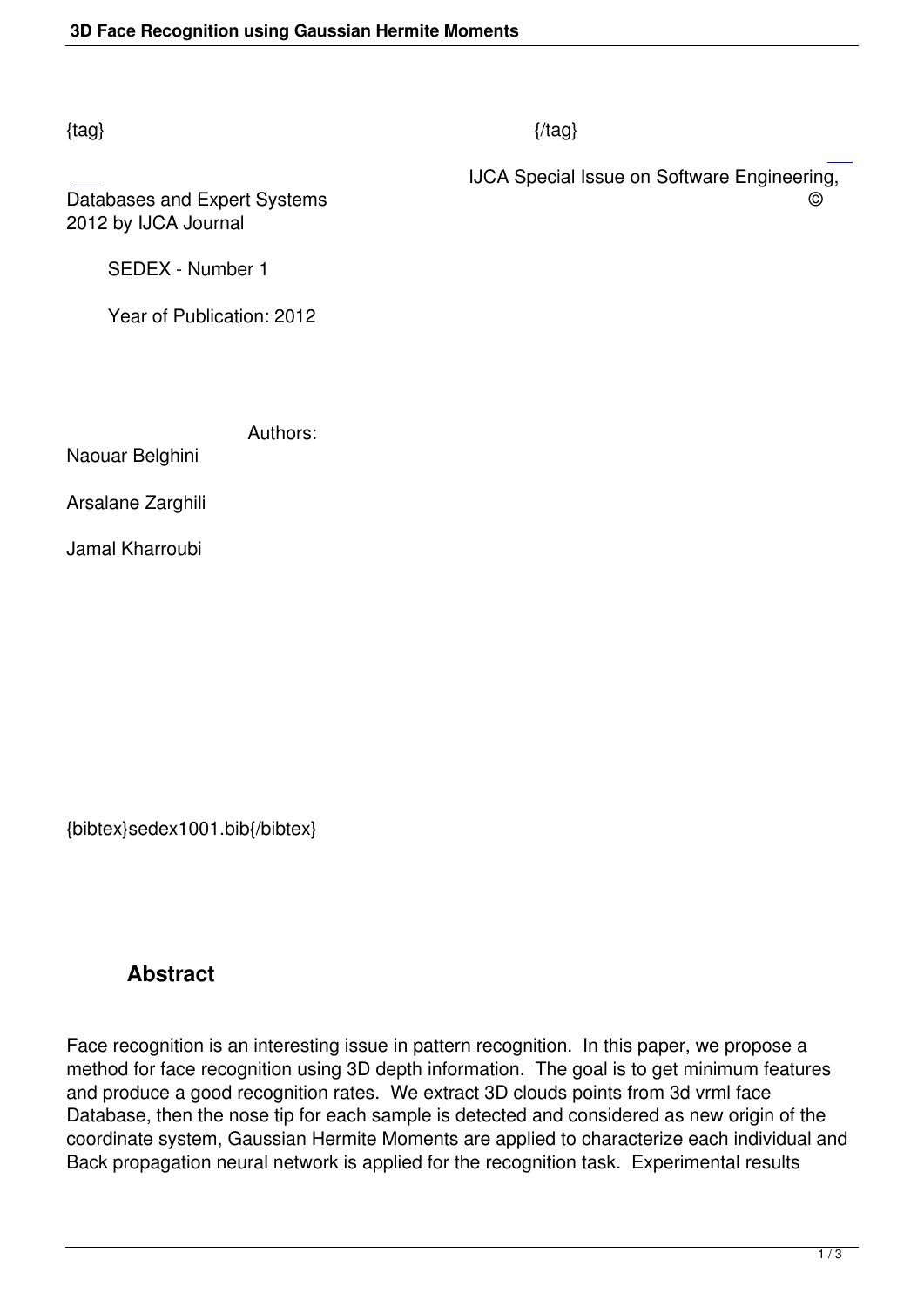{tag} {/tag}

IJCA Special Issue on Software Engineering, Databases and Expert Systems © 2012 by IJCA Journal

SEDEX - Number 1

Year of Publication: 2012

Authors:

Naouar Belghini

Arsalane Zarghili

Jamal Kharroubi

{bibtex}sedex1001.bib{/bibtex}

## Abstract

Face recognition is an interesting issue in pattern recognition. In this paper, we propose a method for face recognition using 3D depth information. The goal is to get minimum features and produce a good recognition rates. We extract 3D clouds points from 3d vrml face Database, then the nose tip for each sample is detected and considered as new origin of the coordinate system, Gaussian Hermite Moments are applied to characterize each individual and Back propagation neural network is applied for the recognition task. Experimental results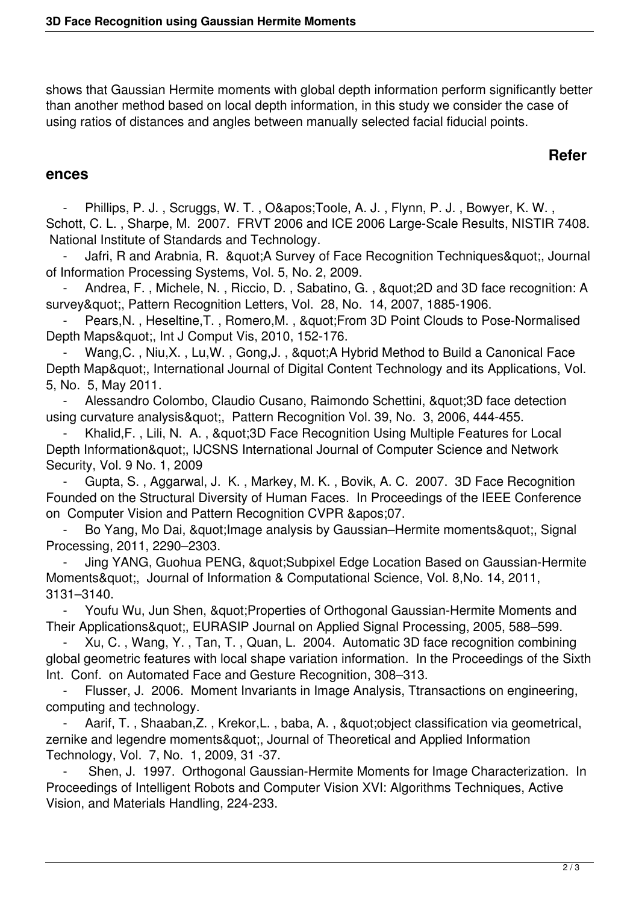shows that Gaussian Hermite moments with global depth information perform significantly better than another method based on local depth information, in this study we consider the case of using ratios of distances and angles between manually selected facial fiducial points.

## References

- Phillips, P. J. , Scruggs, W. T. , O&apos;Toole, A. J. , Flynn, P. J. , Bowyer, K. W. , Schott, C. L. , Sharpe, M. 2007. FRVT 2006 and ICE 2006 Large-Scale Results, NISTIR 7408. National Institute of Standards and Technology.
- Jafri, R and Arabnia, R. &quot;A Survey of Face Recognition Techniques&quot;, Journal of Information Processing Systems, Vol. 5, No. 2, 2009.
- Andrea, F. , Michele, N. , Riccio, D. , Sabatino, G. , &quot;2D and 3D face recognition: A survey&quot;, Pattern Recognition Letters, Vol. 28, No. 14, 2007, 1885-1906.
- Pears,N. , Heseltine,T. , Romero,M. , &quot;From 3D Point Clouds to Pose-Normalised Depth Maps&quot;, Int J Comput Vis, 2010, 152-176.
- Wang,C. , Niu,X. , Lu,W. , Gong,J. , &quot;A Hybrid Method to Build a Canonical Face Depth Map&quot;, International Journal of Digital Content Technology and its Applications, Vol. 5, No. 5, May 2011.
- Alessandro Colombo, Claudio Cusano, Raimondo Schettini, &quot;3D face detection using curvature analysis&quot;, Pattern Recognition Vol. 39, No. 3, 2006, 444-455.
- Khalid,F. , Lili, N. A. , &quot;3D Face Recognition Using Multiple Features for Local Depth Information&quot;, IJCSNS International Journal of Computer Science and Network Security, Vol. 9 No. 1, 2009
- Gupta, S. , Aggarwal, J. K. , Markey, M. K. , Bovik, A. C. 2007. 3D Face Recognition Founded on the Structural Diversity of Human Faces. In Proceedings of the IEEE Conference on Computer Vision and Pattern Recognition CVPR &apos;07.
- Bo Yang, Mo Dai, &quot;Image analysis by Gaussian–Hermite moments&quot;, Signal Processing, 2011, 2290–2303.
- Jing YANG, Guohua PENG, &quot;Subpixel Edge Location Based on Gaussian-Hermite Moments&quot;, Journal of Information & Computational Science, Vol. 8,No. 14, 2011, 3131–3140.
- Youfu Wu, Jun Shen, &quot;Properties of Orthogonal Gaussian-Hermite Moments and Their Applications&quot;, EURASIP Journal on Applied Signal Processing, 2005, 588–599.
- Xu, C. , Wang, Y. , Tan, T. , Quan, L. 2004. Automatic 3D face recognition combining global geometric features with local shape variation information. In the Proceedings of the Sixth Int. Conf. on Automated Face and Gesture Recognition, 308–313.
- Flusser, J. 2006. Moment Invariants in Image Analysis, Ttransactions on engineering, computing and technology.
- Aarif, T. , Shaaban,Z. , Krekor,L. , baba, A. , &quot;object classification via geometrical, zernike and legendre moments&quot;, Journal of Theoretical and Applied Information Technology, Vol. 7, No. 1, 2009, 31 -37.
- Shen, J. 1997. Orthogonal Gaussian-Hermite Moments for Image Characterization. In Proceedings of Intelligent Robots and Computer Vision XVI: Algorithms Techniques, Active Vision, and Materials Handling, 224-233.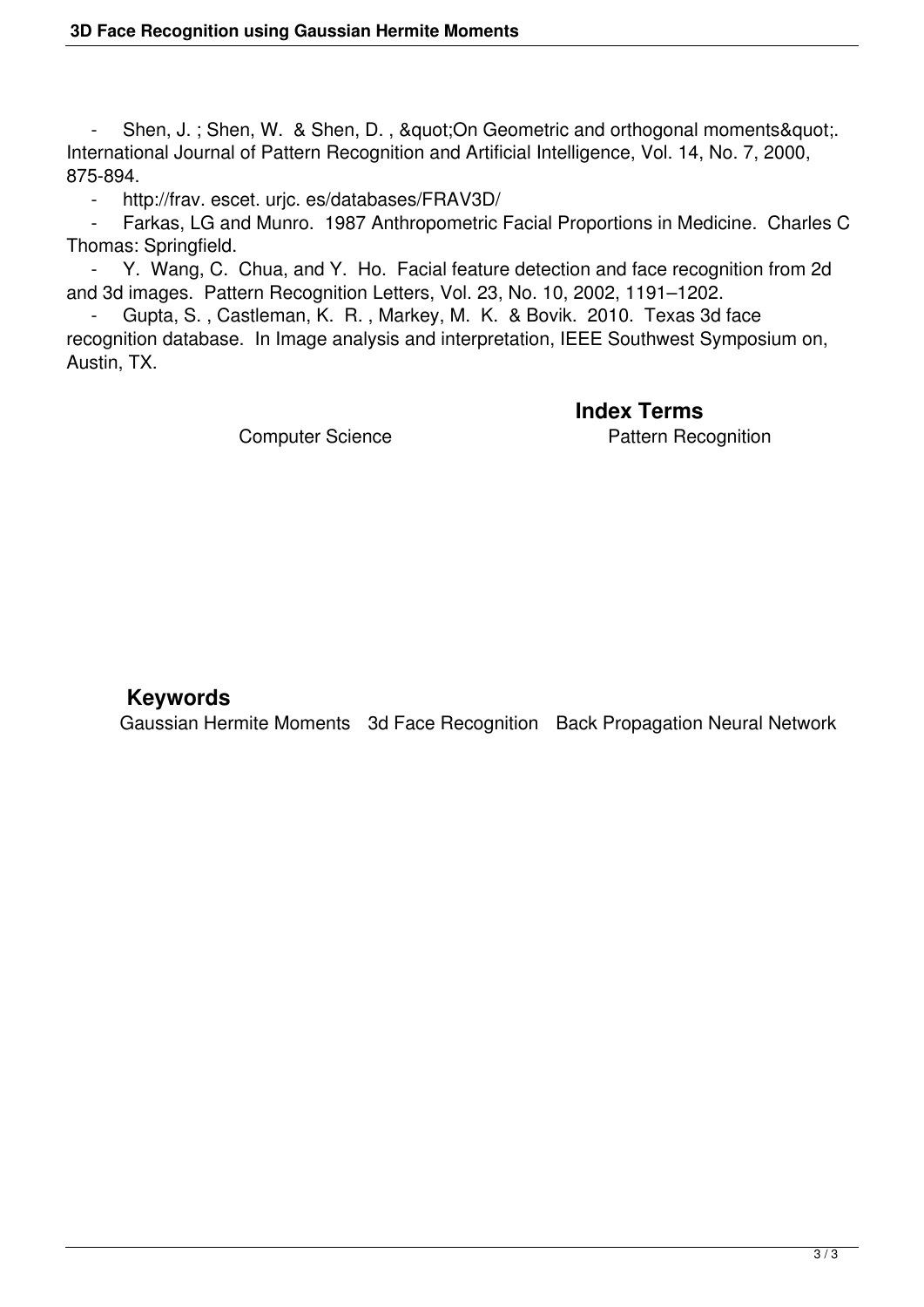- Shen, J. ; Shen, W. & Shen, D. , &quot;On Geometric and orthogonal moments&quot;. International Journal of Pattern Recognition and Artificial Intelligence, Vol. 14, No. 7, 2000, 875-894.
- http://frav. escet. urjc. es/databases/FRAV3D/
- Farkas, LG and Munro. 1987 Anthropometric Facial Proportions in Medicine. Charles C Thomas: Springfield.
- Y. Wang, C. Chua, and Y. Ho. Facial feature detection and face recognition from 2d and 3d images. Pattern Recognition Letters, Vol. 23, No. 10, 2002, 1191–1202.
- Gupta, S. , Castleman, K. R. , Markey, M. K. & Bovik. 2010. Texas 3d face recognition database. In Image analysis and interpretation, IEEE Southwest Symposium on, Austin, TX.

## Index Terms

Computer Science    Pattern Recognition

## Keywords

Gaussian Hermite Moments    3d Face Recognition    Back Propagation Neural Network